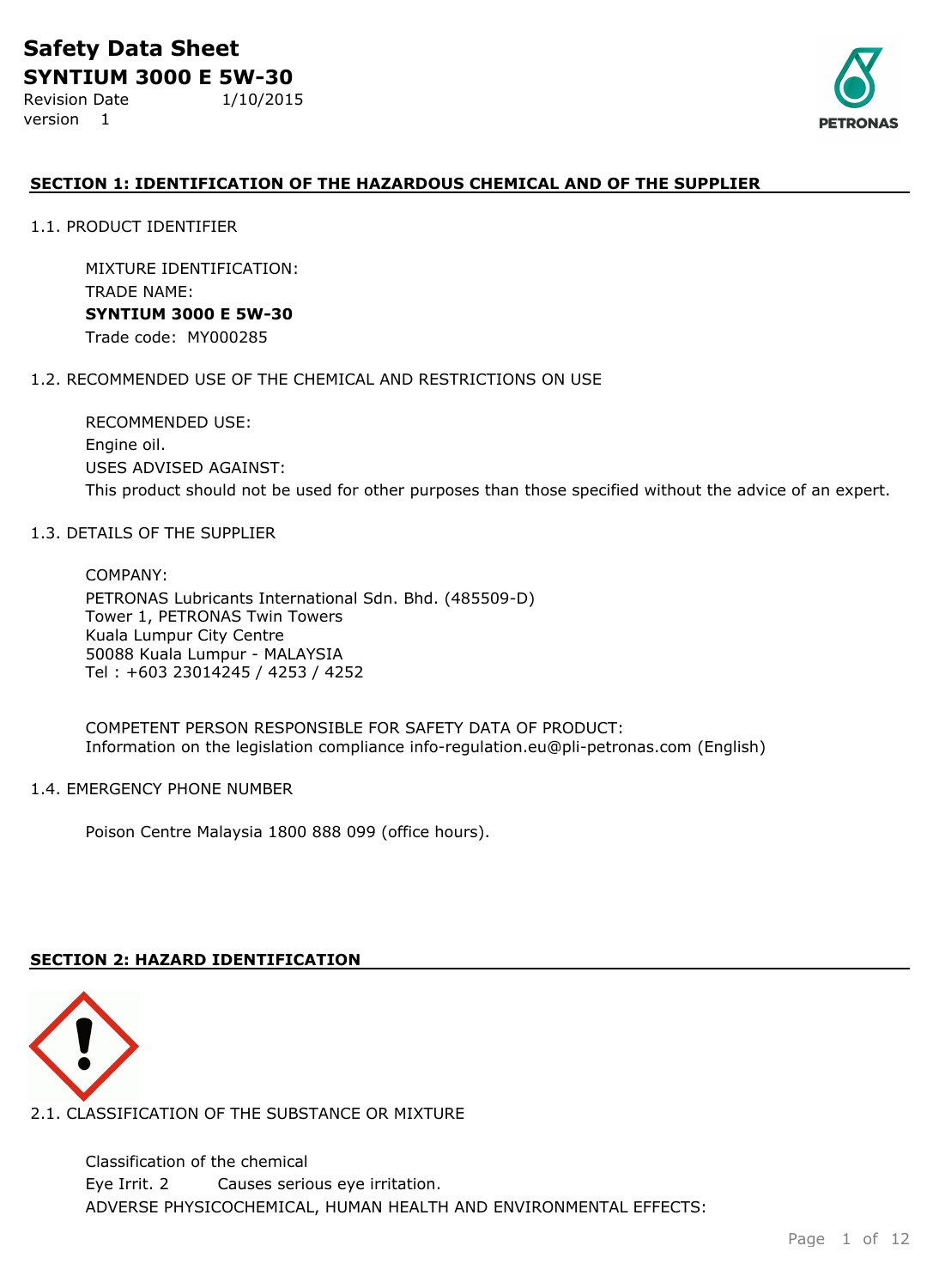# Safety Data Sheet

## SYNTIUM 3000 E 5W-30

Revision Date 1/10/2015
version 1

### SECTION 1: IDENTIFICATION OF THE HAZARDOUS CHEMICAL AND OF THE SUPPLIER

1.1. PRODUCT IDENTIFIER

MIXTURE IDENTIFICATION:
TRADE NAME:
**SYNTIUM 3000 E 5W-30**
Trade code: MY000285

1.2. RECOMMENDED USE OF THE CHEMICAL AND RESTRICTIONS ON USE

RECOMMENDED USE:
Engine oil.
USES ADVISED AGAINST:
This product should not be used for other purposes than those specified without the advice of an expert.

1.3. DETAILS OF THE SUPPLIER

COMPANY:
PETRONAS Lubricants International Sdn. Bhd. (485509-D)
Tower 1, PETRONAS Twin Towers
Kuala Lumpur City Centre
50088 Kuala Lumpur - MALAYSIA
Tel : +603 23014245 / 4253 / 4252

COMPETENT PERSON RESPONSIBLE FOR SAFETY DATA OF PRODUCT:
Information on the legislation compliance info-regulation.eu@pli-petronas.com (English)

1.4. EMERGENCY PHONE NUMBER

Poison Centre Malaysia 1800 888 099 (office hours).

### SECTION 2: HAZARD IDENTIFICATION

2.1. CLASSIFICATION OF THE SUBSTANCE OR MIXTURE

Classification of the chemical
Eye Irrit. 2 Causes serious eye irritation.
ADVERSE PHYSICOCHEMICAL, HUMAN HEALTH AND ENVIRONMENTAL EFFECTS: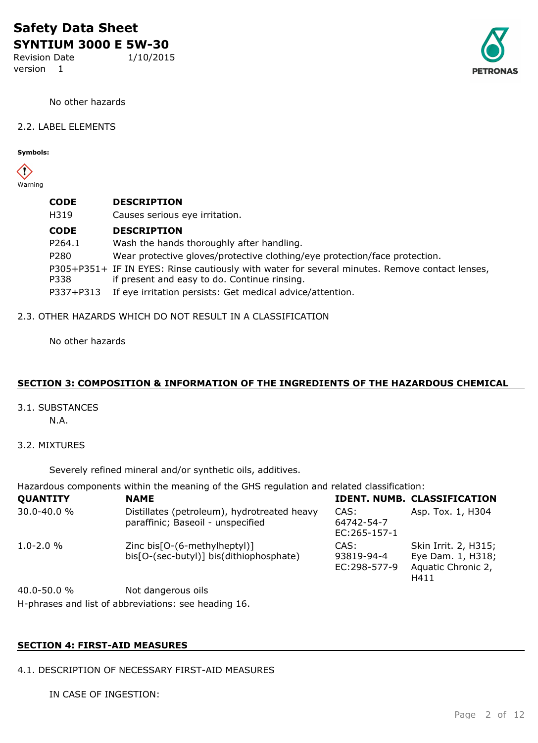No other hazards

2.2. LABEL ELEMENTS

**Symbols:**

Warning

| CODE | DESCRIPTION |
|---|---|
| H319 | Causes serious eye irritation. |

| CODE | DESCRIPTION |
|---|---|
| P264.1 | Wash the hands thoroughly after handling. |
| P280 | Wear protective gloves/protective clothing/eye protection/face protection. |
| P305+P351+P338 | IF IN EYES: Rinse cautiously with water for several minutes. Remove contact lenses, if present and easy to do. Continue rinsing. |
| P337+P313 | If eye irritation persists: Get medical advice/attention. |

2.3. OTHER HAZARDS WHICH DO NOT RESULT IN A CLASSIFICATION

No other hazards

## SECTION 3: COMPOSITION & INFORMATION OF THE INGREDIENTS OF THE HAZARDOUS CHEMICAL

3.1. SUBSTANCES

N.A.

3.2. MIXTURES

Severely refined mineral and/or synthetic oils, additives.

Hazardous components within the meaning of the GHS regulation and related classification:

| QUANTITY | NAME | IDENT. NUMB. | CLASSIFICATION |
|---|---|---|---|
| 30.0-40.0 % | Distillates (petroleum), hydrotreated heavy paraffinic; Baseoil - unspecified | CAS: 64742-54-7 EC:265-157-1 | Asp. Tox. 1, H304 |
| 1.0-2.0 % | Zinc bis[O-(6-methylheptyl)] bis[O-(sec-butyl)] bis(dithiophosphate) | CAS: 93819-94-4 EC:298-577-9 | Skin Irrit. 2, H315; Eye Dam. 1, H318; Aquatic Chronic 2, H411 |
| 40.0-50.0 % | Not dangerous oils | | |

H-phrases and list of abbreviations: see heading 16.

## SECTION 4: FIRST-AID MEASURES

4.1. DESCRIPTION OF NECESSARY FIRST-AID MEASURES

IN CASE OF INGESTION: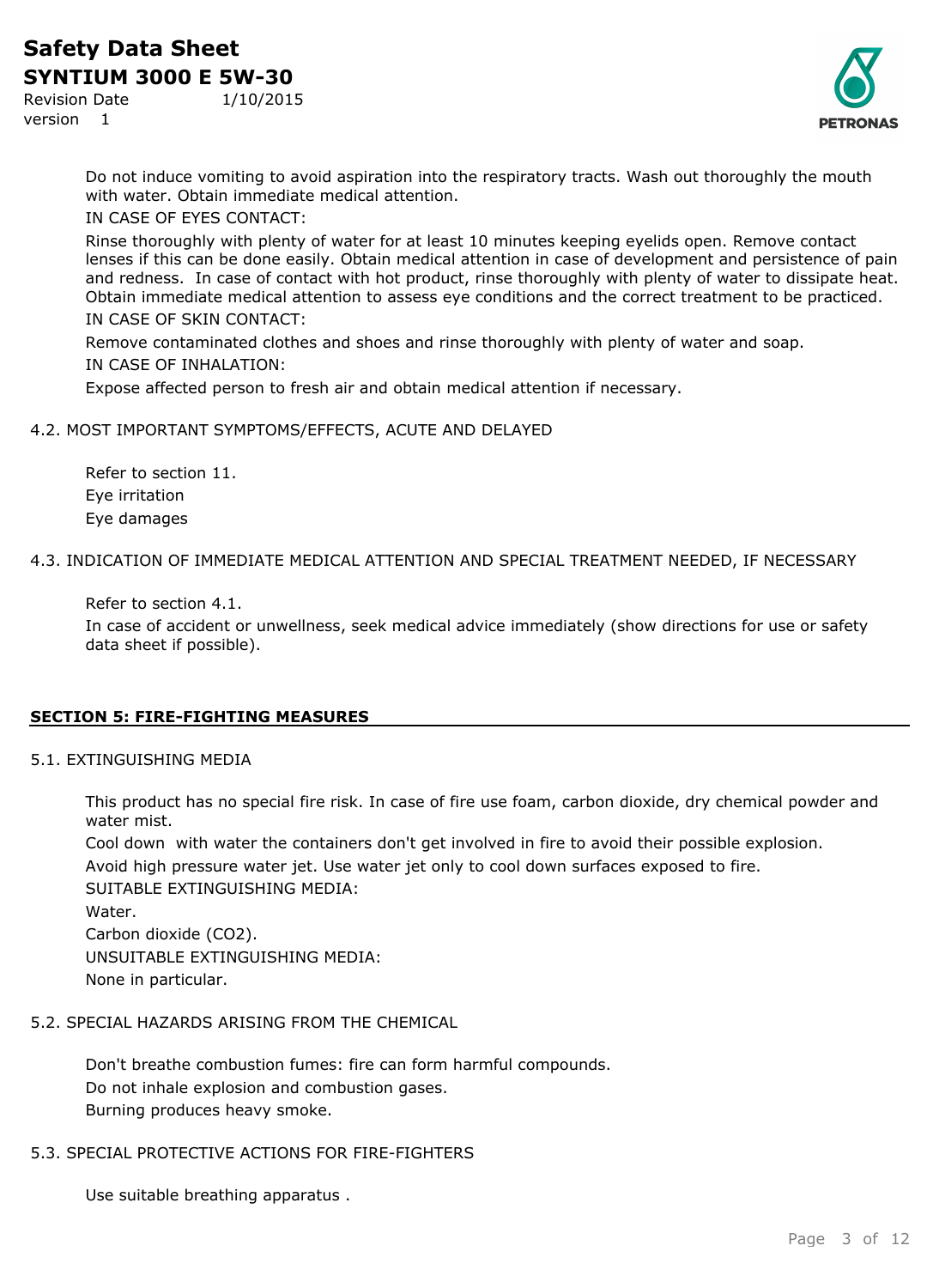Do not induce vomiting to avoid aspiration into the respiratory tracts. Wash out thoroughly the mouth with water. Obtain immediate medical attention.

IN CASE OF EYES CONTACT:

Rinse thoroughly with plenty of water for at least 10 minutes keeping eyelids open. Remove contact lenses if this can be done easily. Obtain medical attention in case of development and persistence of pain and redness. In case of contact with hot product, rinse thoroughly with plenty of water to dissipate heat. Obtain immediate medical attention to assess eye conditions and the correct treatment to be practiced.

IN CASE OF SKIN CONTACT:

Remove contaminated clothes and shoes and rinse thoroughly with plenty of water and soap.

IN CASE OF INHALATION:

Expose affected person to fresh air and obtain medical attention if necessary.

### 4.2. MOST IMPORTANT SYMPTOMS/EFFECTS, ACUTE AND DELAYED

Refer to section 11.

Eye irritation

Eye damages

### 4.3. INDICATION OF IMMEDIATE MEDICAL ATTENTION AND SPECIAL TREATMENT NEEDED, IF NECESSARY

Refer to section 4.1.

In case of accident or unwellness, seek medical advice immediately (show directions for use or safety data sheet if possible).

## SECTION 5: FIRE-FIGHTING MEASURES

### 5.1. EXTINGUISHING MEDIA

This product has no special fire risk. In case of fire use foam, carbon dioxide, dry chemical powder and water mist.

Cool down with water the containers don't get involved in fire to avoid their possible explosion.

Avoid high pressure water jet. Use water jet only to cool down surfaces exposed to fire.

SUITABLE EXTINGUISHING MEDIA:

Water.

Carbon dioxide ($CO_2$).

UNSUITABLE EXTINGUISHING MEDIA:

None in particular.

### 5.2. SPECIAL HAZARDS ARISING FROM THE CHEMICAL

Don't breathe combustion fumes: fire can form harmful compounds.

Do not inhale explosion and combustion gases.

Burning produces heavy smoke.

### 5.3. SPECIAL PROTECTIVE ACTIONS FOR FIRE-FIGHTERS

Use suitable breathing apparatus .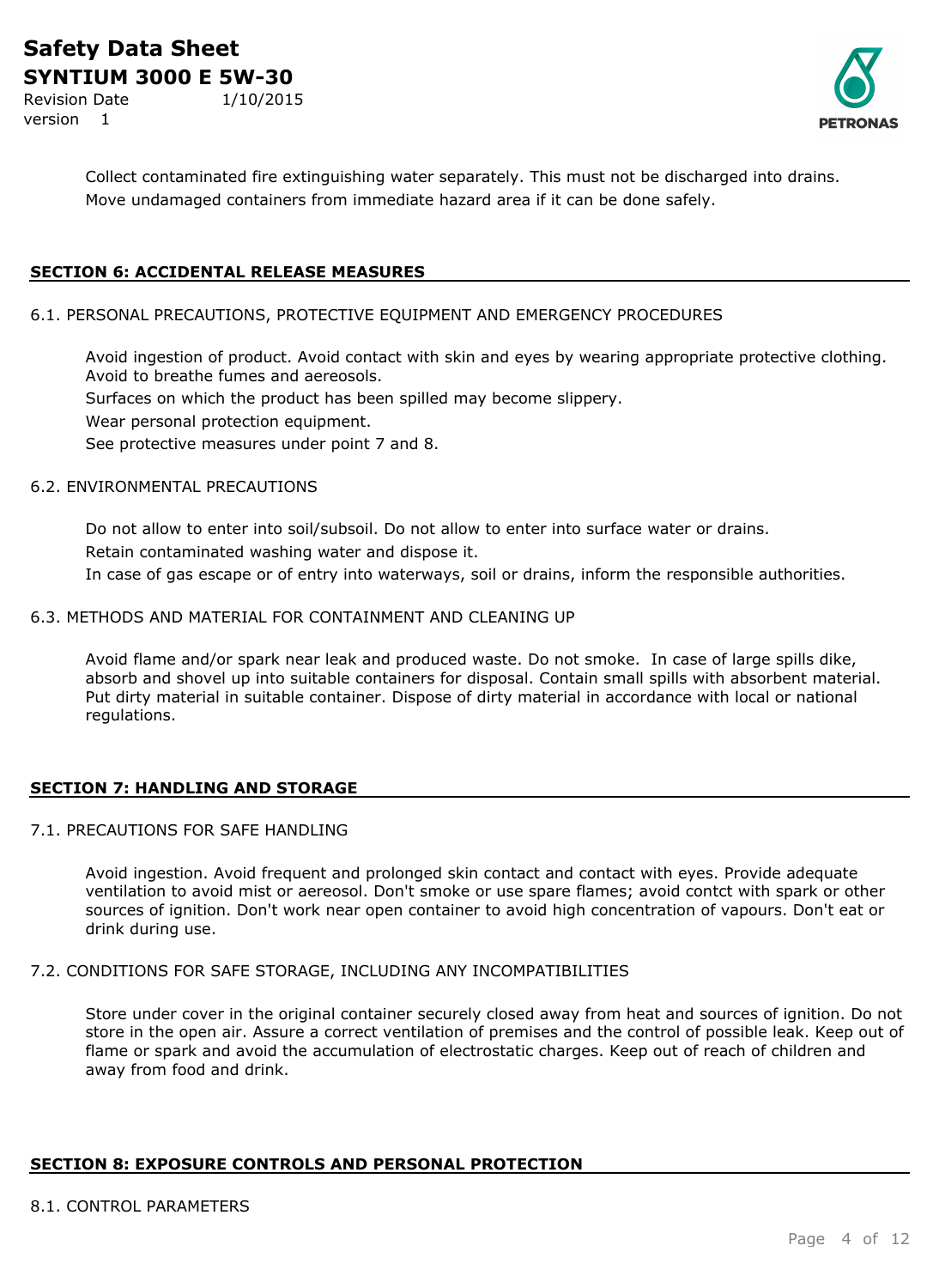Collect contaminated fire extinguishing water separately. This must not be discharged into drains.
Move undamaged containers from immediate hazard area if it can be done safely.

## SECTION 6: ACCIDENTAL RELEASE MEASURES

### 6.1. PERSONAL PRECAUTIONS, PROTECTIVE EQUIPMENT AND EMERGENCY PROCEDURES

Avoid ingestion of product. Avoid contact with skin and eyes by wearing appropriate protective clothing. Avoid to breathe fumes and aereosols.

Surfaces on which the product has been spilled may become slippery.

Wear personal protection equipment.

See protective measures under point 7 and 8.

### 6.2. ENVIRONMENTAL PRECAUTIONS

Do not allow to enter into soil/subsoil. Do not allow to enter into surface water or drains.

Retain contaminated washing water and dispose it.

In case of gas escape or of entry into waterways, soil or drains, inform the responsible authorities.

### 6.3. METHODS AND MATERIAL FOR CONTAINMENT AND CLEANING UP

Avoid flame and/or spark near leak and produced waste. Do not smoke. In case of large spills dike, absorb and shovel up into suitable containers for disposal. Contain small spills with absorbent material. Put dirty material in suitable container. Dispose of dirty material in accordance with local or national regulations.

## SECTION 7: HANDLING AND STORAGE

### 7.1. PRECAUTIONS FOR SAFE HANDLING

Avoid ingestion. Avoid frequent and prolonged skin contact and contact with eyes. Provide adequate ventilation to avoid mist or aereosol. Don't smoke or use spare flames; avoid contct with spark or other sources of ignition. Don't work near open container to avoid high concentration of vapours. Don't eat or drink during use.

### 7.2. CONDITIONS FOR SAFE STORAGE, INCLUDING ANY INCOMPATIBILITIES

Store under cover in the original container securely closed away from heat and sources of ignition. Do not store in the open air. Assure a correct ventilation of premises and the control of possible leak. Keep out of flame or spark and avoid the accumulation of electrostatic charges. Keep out of reach of children and away from food and drink.

## SECTION 8: EXPOSURE CONTROLS AND PERSONAL PROTECTION

### 8.1. CONTROL PARAMETERS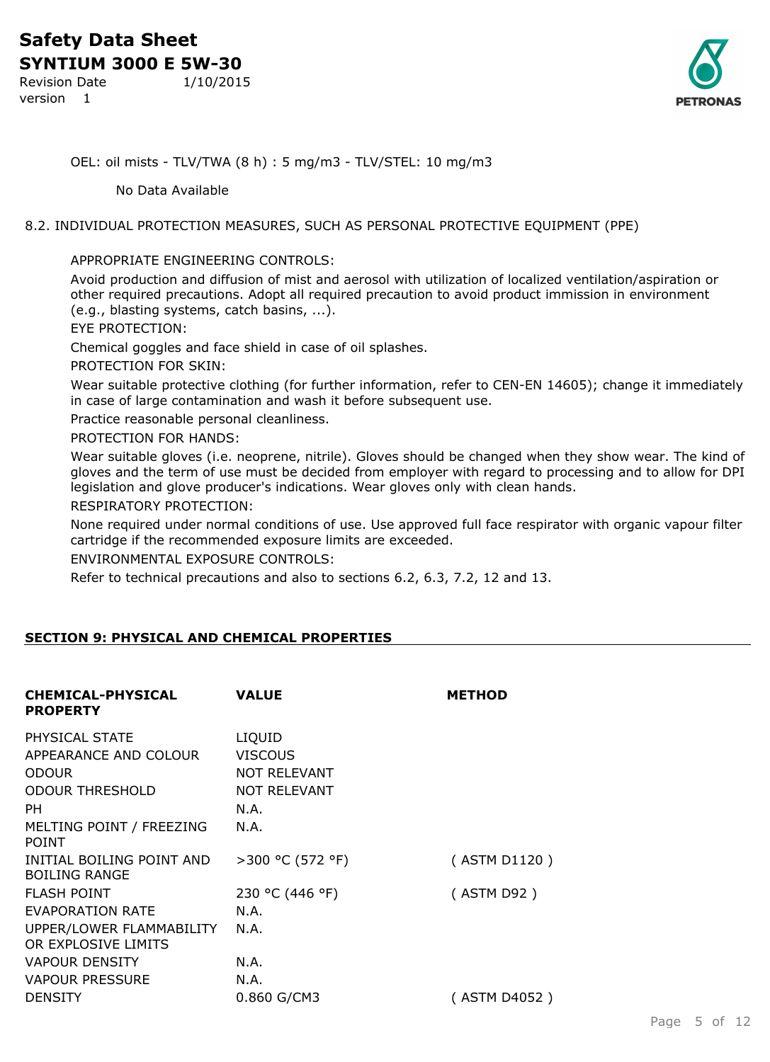OEL: oil mists - TLV/TWA (8 h) : 5 mg/m3 - TLV/STEL: 10 mg/m3

No Data Available

8.2. INDIVIDUAL PROTECTION MEASURES, SUCH AS PERSONAL PROTECTIVE EQUIPMENT (PPE)

APPROPRIATE ENGINEERING CONTROLS:

Avoid production and diffusion of mist and aerosol with utilization of localized ventilation/aspiration or other required precautions. Adopt all required precaution to avoid product immission in environment (e.g., blasting systems, catch basins, ...).

EYE PROTECTION:

Chemical goggles and face shield in case of oil splashes.

PROTECTION FOR SKIN:

Wear suitable protective clothing (for further information, refer to CEN-EN 14605); change it immediately in case of large contamination and wash it before subsequent use.

Practice reasonable personal cleanliness.

PROTECTION FOR HANDS:

Wear suitable gloves (i.e. neoprene, nitrile). Gloves should be changed when they show wear. The kind of gloves and the term of use must be decided from employer with regard to processing and to allow for DPI legislation and glove producer's indications. Wear gloves only with clean hands.

RESPIRATORY PROTECTION:

None required under normal conditions of use. Use approved full face respirator with organic vapour filter cartridge if the recommended exposure limits are exceeded.

ENVIRONMENTAL EXPOSURE CONTROLS:

Refer to technical precautions and also to sections 6.2, 6.3, 7.2, 12 and 13.

## SECTION 9: PHYSICAL AND CHEMICAL PROPERTIES

| CHEMICAL-PHYSICAL PROPERTY | VALUE | METHOD |
|---|---|---|
| PHYSICAL STATE | LIQUID | |
| APPEARANCE AND COLOUR | VISCOUS | |
| ODOUR | NOT RELEVANT | |
| ODOUR THRESHOLD | NOT RELEVANT | |
| PH | N.A. | |
| MELTING POINT / FREEZING POINT | N.A. | |
| INITIAL BOILING POINT AND BOILING RANGE | >300 °C (572 °F) | ( ASTM D1120 ) |
| FLASH POINT | 230 °C (446 °F) | ( ASTM D92 ) |
| EVAPORATION RATE | N.A. | |
| UPPER/LOWER FLAMMABILITY OR EXPLOSIVE LIMITS | N.A. | |
| VAPOUR DENSITY | N.A. | |
| VAPOUR PRESSURE | N.A. | |
| DENSITY | 0.860 G/CM3 | ( ASTM D4052 ) |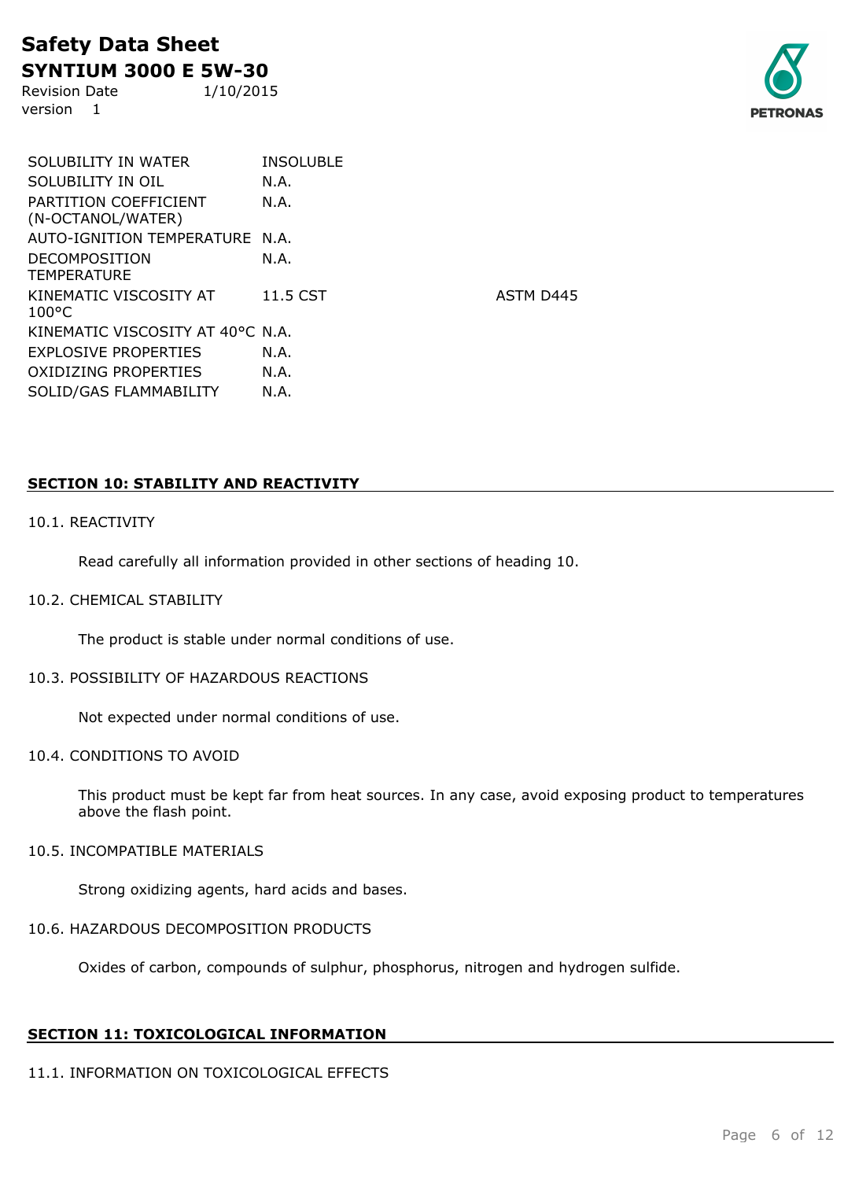| | | |
|---|---|---|
| SOLUBILITY IN WATER | INSOLUBLE | |
| SOLUBILITY IN OIL | N.A. | |
| PARTITION COEFFICIENT (N-OCTANOL/WATER) | N.A. | |
| AUTO-IGNITION TEMPERATURE | N.A. | |
| DECOMPOSITION TEMPERATURE | N.A. | |
| KINEMATIC VISCOSITY AT 100°C | 11.5 CST | ASTM D445 |
| KINEMATIC VISCOSITY AT 40°C | N.A. | |
| EXPLOSIVE PROPERTIES | N.A. | |
| OXIDIZING PROPERTIES | N.A. | |
| SOLID/GAS FLAMMABILITY | N.A. | |

## SECTION 10: STABILITY AND REACTIVITY

### 10.1. REACTIVITY

Read carefully all information provided in other sections of heading 10.

### 10.2. CHEMICAL STABILITY

The product is stable under normal conditions of use.

### 10.3. POSSIBILITY OF HAZARDOUS REACTIONS

Not expected under normal conditions of use.

### 10.4. CONDITIONS TO AVOID

This product must be kept far from heat sources. In any case, avoid exposing product to temperatures above the flash point.

### 10.5. INCOMPATIBLE MATERIALS

Strong oxidizing agents, hard acids and bases.

### 10.6. HAZARDOUS DECOMPOSITION PRODUCTS

Oxides of carbon, compounds of sulphur, phosphorus, nitrogen and hydrogen sulfide.

## SECTION 11: TOXICOLOGICAL INFORMATION

### 11.1. INFORMATION ON TOXICOLOGICAL EFFECTS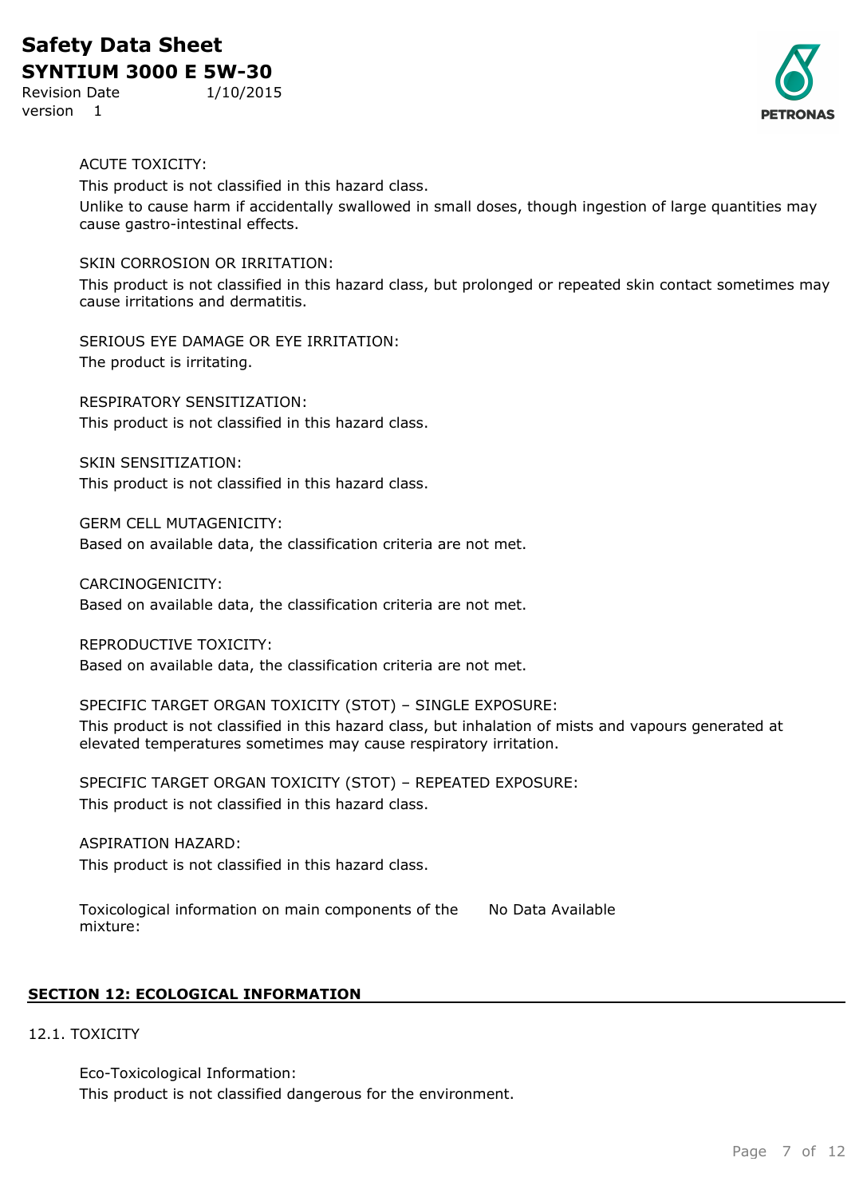ACUTE TOXICITY:

This product is not classified in this hazard class.

Unlike to cause harm if accidentally swallowed in small doses, though ingestion of large quantities may cause gastro-intestinal effects.

SKIN CORROSION OR IRRITATION:

This product is not classified in this hazard class, but prolonged or repeated skin contact sometimes may cause irritations and dermatitis.

SERIOUS EYE DAMAGE OR EYE IRRITATION:

The product is irritating.

RESPIRATORY SENSITIZATION:

This product is not classified in this hazard class.

SKIN SENSITIZATION:

This product is not classified in this hazard class.

GERM CELL MUTAGENICITY:

Based on available data, the classification criteria are not met.

CARCINOGENICITY:

Based on available data, the classification criteria are not met.

REPRODUCTIVE TOXICITY:

Based on available data, the classification criteria are not met.

SPECIFIC TARGET ORGAN TOXICITY (STOT) – SINGLE EXPOSURE:

This product is not classified in this hazard class, but inhalation of mists and vapours generated at elevated temperatures sometimes may cause respiratory irritation.

SPECIFIC TARGET ORGAN TOXICITY (STOT) – REPEATED EXPOSURE:

This product is not classified in this hazard class.

ASPIRATION HAZARD:

This product is not classified in this hazard class.

Toxicological information on main components of the mixture: No Data Available

## SECTION 12: ECOLOGICAL INFORMATION

12.1. TOXICITY

Eco-Toxicological Information:

This product is not classified dangerous for the environment.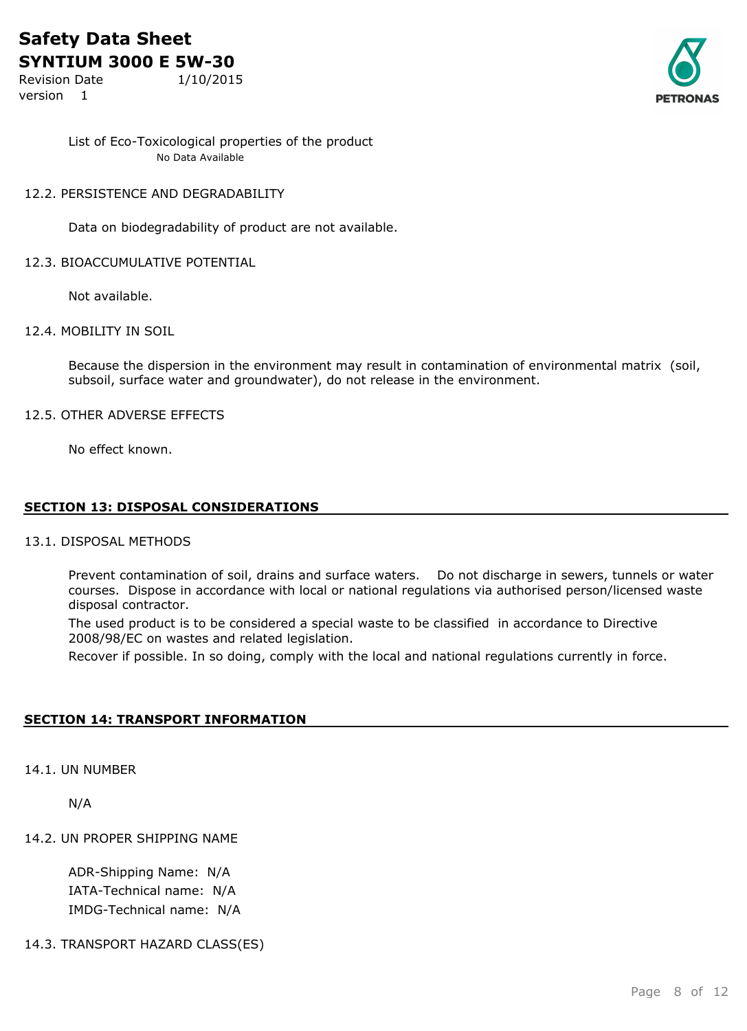List of Eco-Toxicological properties of the product

No Data Available

12.2. PERSISTENCE AND DEGRADABILITY

Data on biodegradability of product are not available.

12.3. BIOACCUMULATIVE POTENTIAL

Not available.

12.4. MOBILITY IN SOIL

Because the dispersion in the environment may result in contamination of environmental matrix (soil, subsoil, surface water and groundwater), do not release in the environment.

12.5. OTHER ADVERSE EFFECTS

No effect known.

## SECTION 13: DISPOSAL CONSIDERATIONS

13.1. DISPOSAL METHODS

Prevent contamination of soil, drains and surface waters. Do not discharge in sewers, tunnels or water courses. Dispose in accordance with local or national regulations via authorised person/licensed waste disposal contractor.

The used product is to be considered a special waste to be classified in accordance to Directive 2008/98/EC on wastes and related legislation.

Recover if possible. In so doing, comply with the local and national regulations currently in force.

## SECTION 14: TRANSPORT INFORMATION

14.1. UN NUMBER

N/A

14.2. UN PROPER SHIPPING NAME

ADR-Shipping Name: N/A

IATA-Technical name: N/A

IMDG-Technical name: N/A

14.3. TRANSPORT HAZARD CLASS(ES)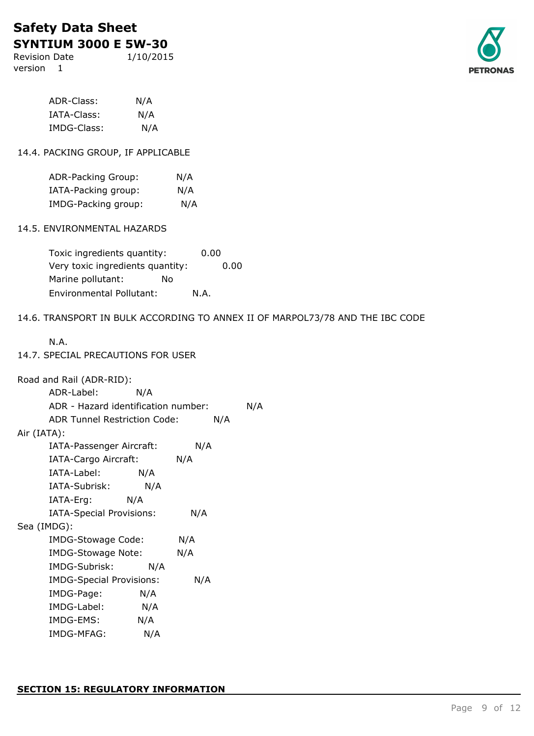ADR-Class: N/A
IATA-Class: N/A
IMDG-Class: N/A

14.4. PACKING GROUP, IF APPLICABLE

ADR-Packing Group: N/A
IATA-Packing group: N/A
IMDG-Packing group: N/A

14.5. ENVIRONMENTAL HAZARDS

Toxic ingredients quantity: 0.00
Very toxic ingredients quantity: 0.00
Marine pollutant: No
Environmental Pollutant: N.A.

14.6. TRANSPORT IN BULK ACCORDING TO ANNEX II OF MARPOL73/78 AND THE IBC CODE

N.A.

14.7. SPECIAL PRECAUTIONS FOR USER

Road and Rail (ADR-RID):

ADR-Label: N/A
ADR - Hazard identification number: N/A
ADR Tunnel Restriction Code: N/A

Air (IATA):

IATA-Passenger Aircraft: N/A
IATA-Cargo Aircraft: N/A
IATA-Label: N/A
IATA-Subrisk: N/A
IATA-Erg: N/A
IATA-Special Provisions: N/A

Sea (IMDG):

IMDG-Stowage Code: N/A
IMDG-Stowage Note: N/A
IMDG-Subrisk: N/A
IMDG-Special Provisions: N/A
IMDG-Page: N/A
IMDG-Label: N/A
IMDG-EMS: N/A
IMDG-MFAG: N/A

## SECTION 15: REGULATORY INFORMATION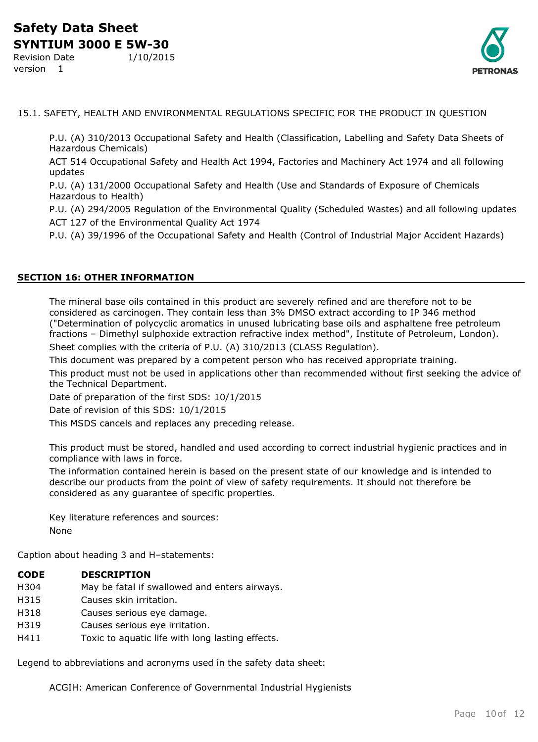15.1. SAFETY, HEALTH AND ENVIRONMENTAL REGULATIONS SPECIFIC FOR THE PRODUCT IN QUESTION

P.U. (A) 310/2013 Occupational Safety and Health (Classification, Labelling and Safety Data Sheets of Hazardous Chemicals)

ACT 514 Occupational Safety and Health Act 1994, Factories and Machinery Act 1974 and all following updates

P.U. (A) 131/2000 Occupational Safety and Health (Use and Standards of Exposure of Chemicals Hazardous to Health)

P.U. (A) 294/2005 Regulation of the Environmental Quality (Scheduled Wastes) and all following updates

ACT 127 of the Environmental Quality Act 1974

P.U. (A) 39/1996 of the Occupational Safety and Health (Control of Industrial Major Accident Hazards)

## SECTION 16: OTHER INFORMATION

The mineral base oils contained in this product are severely refined and are therefore not to be considered as carcinogen. They contain less than 3% DMSO extract according to IP 346 method ("Determination of polycyclic aromatics in unused lubricating base oils and asphaltene free petroleum fractions – Dimethyl sulphoxide extraction refractive index method", Institute of Petroleum, London).

Sheet complies with the criteria of P.U. (A) 310/2013 (CLASS Regulation).

This document was prepared by a competent person who has received appropriate training.

This product must not be used in applications other than recommended without first seeking the advice of the Technical Department.

Date of preparation of the first SDS: 10/1/2015

Date of revision of this SDS: 10/1/2015

This MSDS cancels and replaces any preceding release.

This product must be stored, handled and used according to correct industrial hygienic practices and in compliance with laws in force.

The information contained herein is based on the present state of our knowledge and is intended to describe our products from the point of view of safety requirements. It should not therefore be considered as any guarantee of specific properties.

Key literature references and sources:

None

Caption about heading 3 and H–statements:

| CODE | DESCRIPTION |
|---|---|
| H304 | May be fatal if swallowed and enters airways. |
| H315 | Causes skin irritation. |
| H318 | Causes serious eye damage. |
| H319 | Causes serious eye irritation. |
| H411 | Toxic to aquatic life with long lasting effects. |

Legend to abbreviations and acronyms used in the safety data sheet:

ACGIH: American Conference of Governmental Industrial Hygienists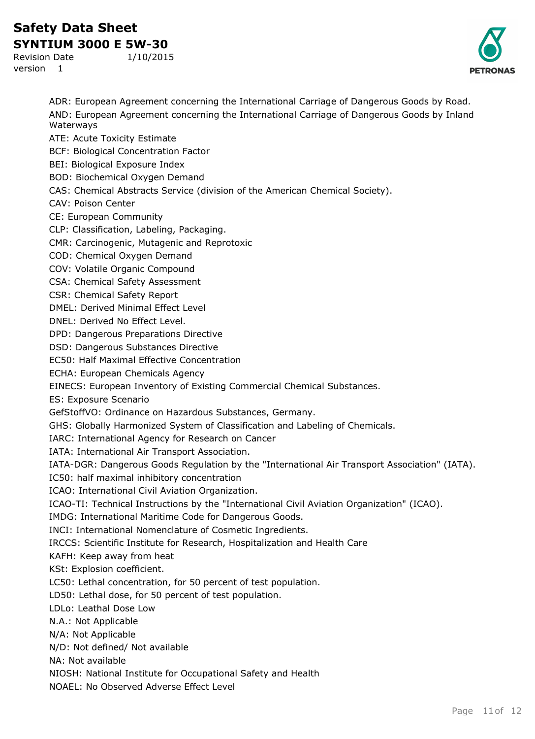ADR: European Agreement concerning the International Carriage of Dangerous Goods by Road.

AND: European Agreement concerning the International Carriage of Dangerous Goods by Inland Waterways

ATE: Acute Toxicity Estimate

BCF: Biological Concentration Factor

BEI: Biological Exposure Index

BOD: Biochemical Oxygen Demand

CAS: Chemical Abstracts Service (division of the American Chemical Society).

CAV: Poison Center

CE: European Community

CLP: Classification, Labeling, Packaging.

CMR: Carcinogenic, Mutagenic and Reprotoxic

COD: Chemical Oxygen Demand

COV: Volatile Organic Compound

CSA: Chemical Safety Assessment

CSR: Chemical Safety Report

DMEL: Derived Minimal Effect Level

DNEL: Derived No Effect Level.

DPD: Dangerous Preparations Directive

DSD: Dangerous Substances Directive

EC50: Half Maximal Effective Concentration

ECHA: European Chemicals Agency

EINECS: European Inventory of Existing Commercial Chemical Substances.

ES: Exposure Scenario

GefStoffVO: Ordinance on Hazardous Substances, Germany.

GHS: Globally Harmonized System of Classification and Labeling of Chemicals.

IARC: International Agency for Research on Cancer

IATA: International Air Transport Association.

IATA-DGR: Dangerous Goods Regulation by the "International Air Transport Association" (IATA).

IC50: half maximal inhibitory concentration

ICAO: International Civil Aviation Organization.

ICAO-TI: Technical Instructions by the "International Civil Aviation Organization" (ICAO).

IMDG: International Maritime Code for Dangerous Goods.

INCI: International Nomenclature of Cosmetic Ingredients.

IRCCS: Scientific Institute for Research, Hospitalization and Health Care

KAFH: Keep away from heat

KSt: Explosion coefficient.

LC50: Lethal concentration, for 50 percent of test population.

LD50: Lethal dose, for 50 percent of test population.

LDLo: Leathal Dose Low

N.A.: Not Applicable

N/A: Not Applicable

N/D: Not defined/ Not available

NA: Not available

NIOSH: National Institute for Occupational Safety and Health

NOAEL: No Observed Adverse Effect Level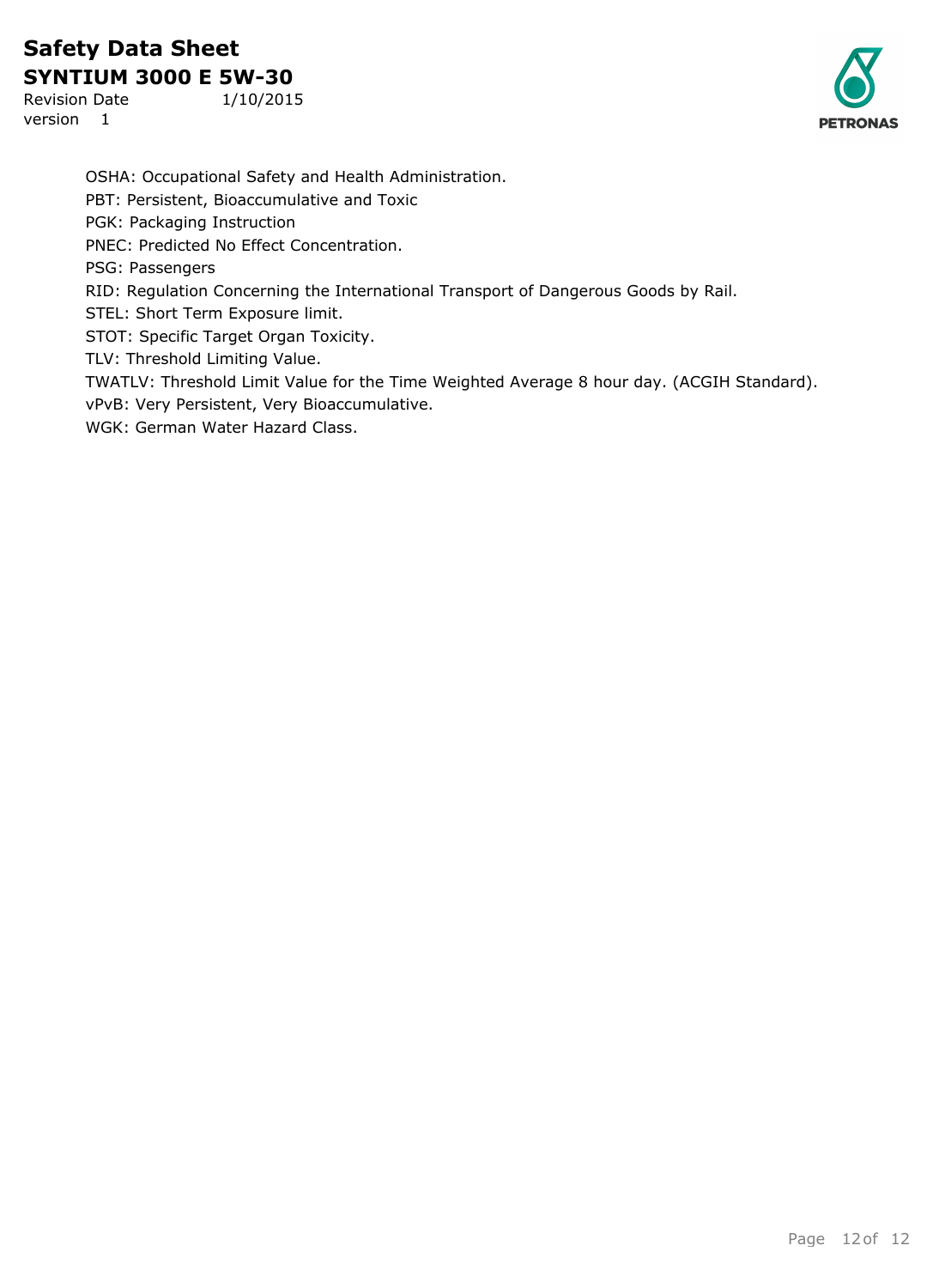OSHA: Occupational Safety and Health Administration.

PBT: Persistent, Bioaccumulative and Toxic

PGK: Packaging Instruction

PNEC: Predicted No Effect Concentration.

PSG: Passengers

RID: Regulation Concerning the International Transport of Dangerous Goods by Rail.

STEL: Short Term Exposure limit.

STOT: Specific Target Organ Toxicity.

TLV: Threshold Limiting Value.

TWATLV: Threshold Limit Value for the Time Weighted Average 8 hour day. (ACGIH Standard).

vPvB: Very Persistent, Very Bioaccumulative.

WGK: German Water Hazard Class.